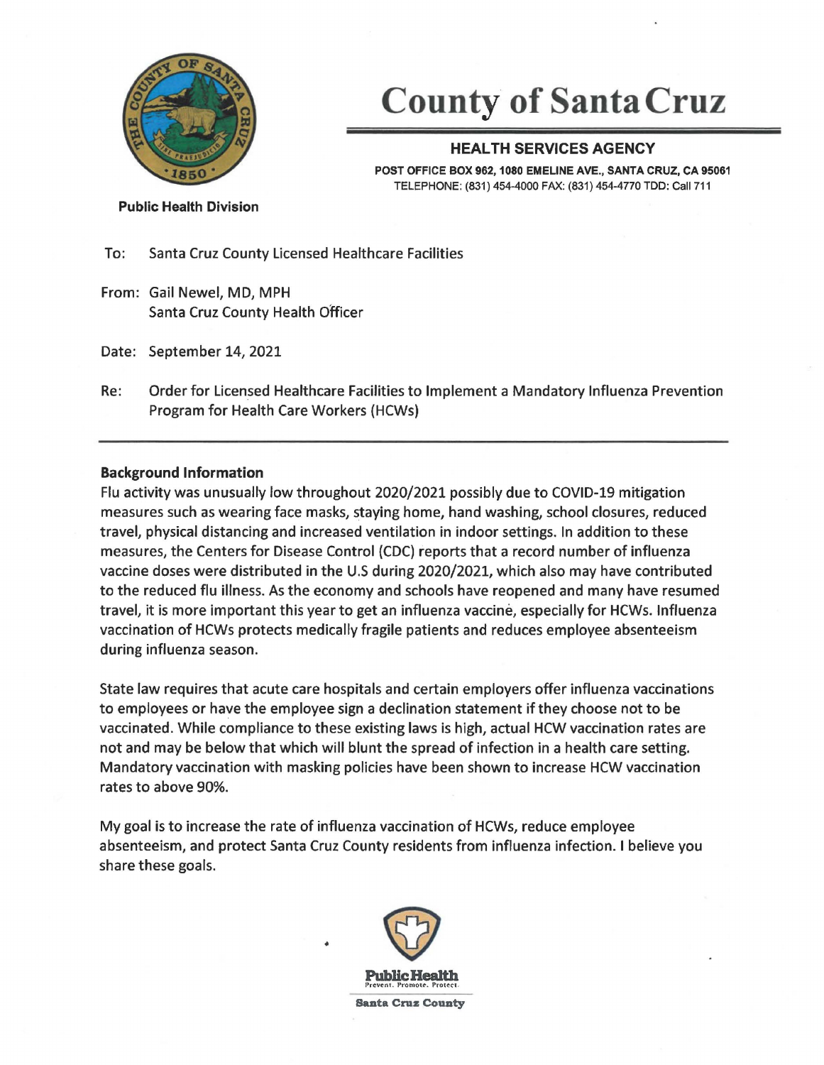# County of Santa Cruz

**HEALTH SERVICES AGENCY**

POST OFFICE BOX 962, 1080 EMELINE AVE., SANTA CRUZ, CA 95061
TELEPHONE: (831) 454-4000 FAX: (831) 454-4770 TDD: Call 711

**Public Health Division**

To: Santa Cruz County Licensed Healthcare Facilities

From: Gail Newel, MD, MPH
Santa Cruz County Health Officer

Date: September 14, 2021

Re: Order for Licensed Healthcare Facilities to Implement a Mandatory Influenza Prevention Program for Health Care Workers (HCWs)

---

**Background Information**

Flu activity was unusually low throughout 2020/2021 possibly due to COVID-19 mitigation measures such as wearing face masks, staying home, hand washing, school closures, reduced travel, physical distancing and increased ventilation in indoor settings. In addition to these measures, the Centers for Disease Control (CDC) reports that a record number of influenza vaccine doses were distributed in the U.S during 2020/2021, which also may have contributed to the reduced flu illness. As the economy and schools have reopened and many have resumed travel, it is more important this year to get an influenza vaccine, especially for HCWs. Influenza vaccination of HCWs protects medically fragile patients and reduces employee absenteeism during influenza season.

State law requires that acute care hospitals and certain employers offer influenza vaccinations to employees or have the employee sign a declination statement if they choose not to be vaccinated. While compliance to these existing laws is high, actual HCW vaccination rates are not and may be below that which will blunt the spread of infection in a health care setting. Mandatory vaccination with masking policies have been shown to increase HCW vaccination rates to above 90%.

My goal is to increase the rate of influenza vaccination of HCWs, reduce employee absenteeism, and protect Santa Cruz County residents from influenza infection. I believe you share these goals.

Public Health
Prevent. Promote. Protect.
Santa Cruz County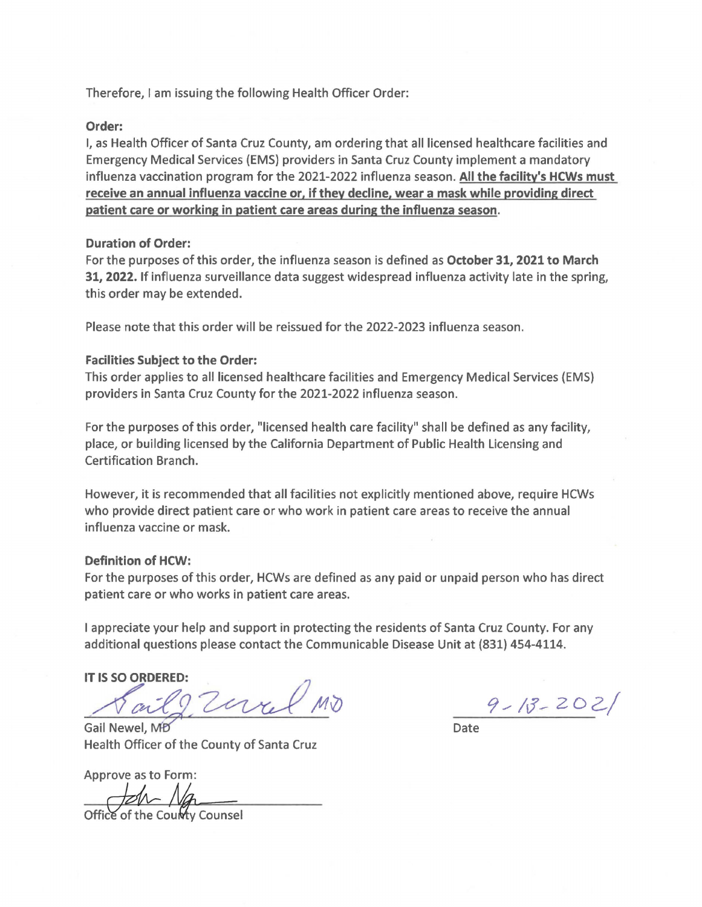Therefore, I am issuing the following Health Officer Order:

**Order:**

I, as Health Officer of Santa Cruz County, am ordering that all licensed healthcare facilities and Emergency Medical Services (EMS) providers in Santa Cruz County implement a mandatory influenza vaccination program for the 2021-2022 influenza season. **All the facility's HCWs must receive an annual influenza vaccine or, if they decline, wear a mask while providing direct patient care or working in patient care areas during the influenza season**.

**Duration of Order:**

For the purposes of this order, the influenza season is defined as **October 31, 2021 to March 31, 2022.** If influenza surveillance data suggest widespread influenza activity late in the spring, this order may be extended.

Please note that this order will be reissued for the 2022-2023 influenza season.

**Facilities Subject to the Order:**

This order applies to all licensed healthcare facilities and Emergency Medical Services (EMS) providers in Santa Cruz County for the 2021-2022 influenza season.

For the purposes of this order, "licensed health care facility" shall be defined as any facility, place, or building licensed by the California Department of Public Health Licensing and Certification Branch.

However, it is recommended that all facilities not explicitly mentioned above, require HCWs who provide direct patient care or who work in patient care areas to receive the annual influenza vaccine or mask.

**Definition of HCW:**

For the purposes of this order, HCWs are defined as any paid or unpaid person who has direct patient care or who works in patient care areas.

I appreciate your help and support in protecting the residents of Santa Cruz County. For any additional questions please contact the Communicable Disease Unit at (831) 454-4114.

**IT IS SO ORDERED:**

Gail Newel, MD
Health Officer of the County of Santa Cruz

Date: 9-13-2021

Approve as to Form:

Office of the County Counsel